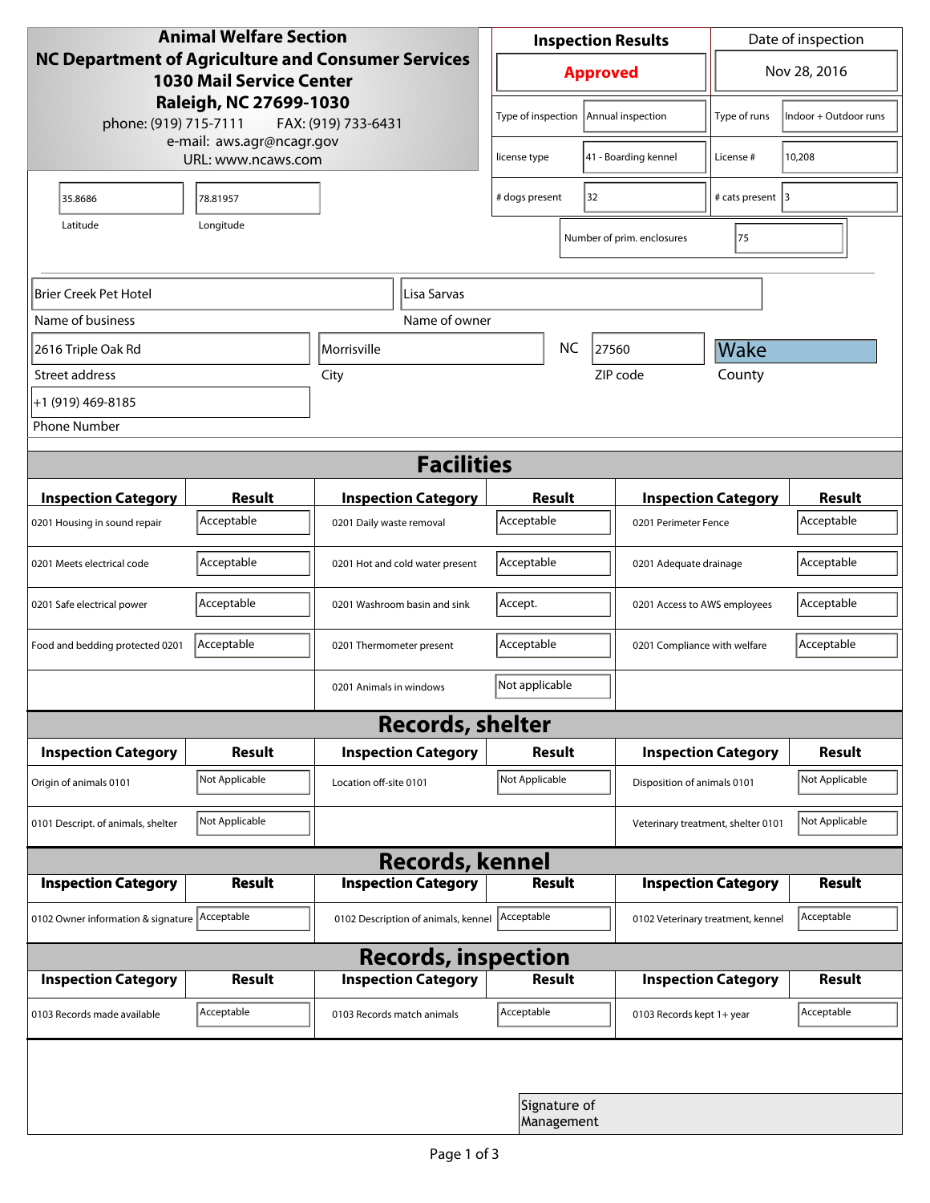**Animal Welfare Section**
**NC Department of Agriculture and Consumer Services**
**1030 Mail Service Center**
**Raleigh, NC 27699-1030**
phone: (919) 715-7111  FAX: (919) 733-6431
e-mail: aws.agr@ncagr.gov
URL: www.ncaws.com

| Inspection Results | Date of inspection |
|---|---|
| **Approved** | Nov 28, 2016 |

| | | | |
|---|---|---|---|
| Type of inspection | Annual inspection | Type of runs | Indoor + Outdoor runs |
| license type | 41 - Boarding kennel | License # | 10,208 |
| # dogs present | 32 | # cats present | 3 |
| Number of prim. enclosures | 75 | | |

| Latitude | Longitude |
|---|---|
| 35.8686 | 78.81957 |

| Name of business | Name of owner |
|---|---|
| Brier Creek Pet Hotel | Lisa Sarvas |

| Street address | City | State | ZIP code | County |
|---|---|---|---|---|
| 2616 Triple Oak Rd | Morrisville | NC | 27560 | Wake |

Phone Number: +1 (919) 469-8185

## Facilities

| Inspection Category | Result | Inspection Category | Result | Inspection Category | Result |
|---|---|---|---|---|---|
| 0201 Housing in sound repair | Acceptable | 0201 Daily waste removal | Acceptable | 0201 Perimeter Fence | Acceptable |
| 0201 Meets electrical code | Acceptable | 0201 Hot and cold water present | Acceptable | 0201 Adequate drainage | Acceptable |
| 0201 Safe electrical power | Acceptable | 0201 Washroom basin and sink | Accept. | 0201 Access to AWS employees | Acceptable |
| Food and bedding protected 0201 | Acceptable | 0201 Thermometer present | Acceptable | 0201 Compliance with welfare | Acceptable |
| | | 0201 Animals in windows | Not applicable | | |

## Records, shelter

| Inspection Category | Result | Inspection Category | Result | Inspection Category | Result |
|---|---|---|---|---|---|
| Origin of animals 0101 | Not Applicable | Location off-site 0101 | Not Applicable | Disposition of animals 0101 | Not Applicable |
| 0101 Descript. of animals, shelter | Not Applicable | | | Veterinary treatment, shelter 0101 | Not Applicable |

## Records, kennel

| Inspection Category | Result | Inspection Category | Result | Inspection Category | Result |
|---|---|---|---|---|---|
| 0102 Owner information & signature | Acceptable | 0102 Description of animals, kennel | Acceptable | 0102 Veterinary treatment, kennel | Acceptable |

## Records, inspection

| Inspection Category | Result | Inspection Category | Result | Inspection Category | Result |
|---|---|---|---|---|---|
| 0103 Records made available | Acceptable | 0103 Records match animals | Acceptable | 0103 Records kept 1+ year | Acceptable |

Signature of Management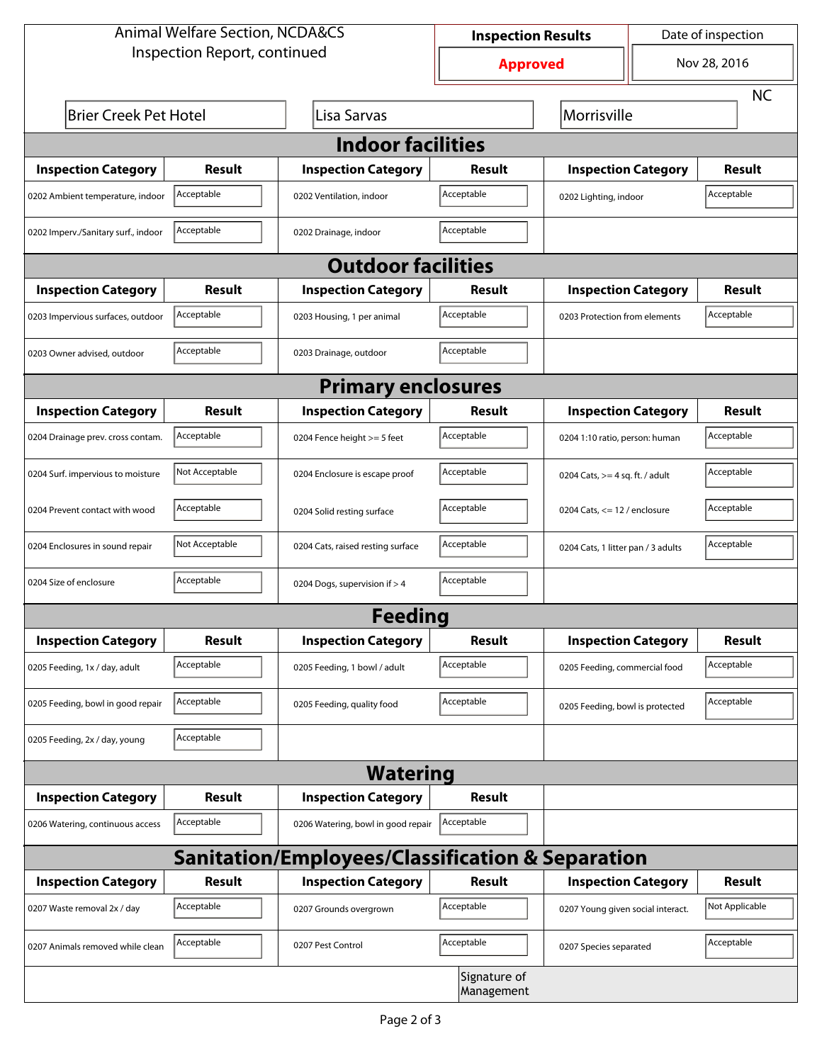Animal Welfare Section, NCDA&CS
Inspection Report, continued

| Inspection Results | Date of inspection |
|---|---|
| **Approved** | Nov 28, 2016 |

| | | | |
|---|---|---|---|
| Brier Creek Pet Hotel | Lisa Sarvas | Morrisville | NC |

## Indoor facilities

| Inspection Category | Result | Inspection Category | Result | Inspection Category | Result |
|---|---|---|---|---|---|
| 0202 Ambient temperature, indoor | Acceptable | 0202 Ventilation, indoor | Acceptable | 0202 Lighting, indoor | Acceptable |
| 0202 Imperv./Sanitary surf., indoor | Acceptable | 0202 Drainage, indoor | Acceptable | | |

## Outdoor facilities

| Inspection Category | Result | Inspection Category | Result | Inspection Category | Result |
|---|---|---|---|---|---|
| 0203 Impervious surfaces, outdoor | Acceptable | 0203 Housing, 1 per animal | Acceptable | 0203 Protection from elements | Acceptable |
| 0203 Owner advised, outdoor | Acceptable | 0203 Drainage, outdoor | Acceptable | | |

## Primary enclosures

| Inspection Category | Result | Inspection Category | Result | Inspection Category | Result |
|---|---|---|---|---|---|
| 0204 Drainage prev. cross contam. | Acceptable | 0204 Fence height >= 5 feet | Acceptable | 0204 1:10 ratio, person: human | Acceptable |
| 0204 Surf. impervious to moisture | Not Acceptable | 0204 Enclosure is escape proof | Acceptable | 0204 Cats, >= 4 sq. ft. / adult | Acceptable |
| 0204 Prevent contact with wood | Acceptable | 0204 Solid resting surface | Acceptable | 0204 Cats, <= 12 / enclosure | Acceptable |
| 0204 Enclosures in sound repair | Not Acceptable | 0204 Cats, raised resting surface | Acceptable | 0204 Cats, 1 litter pan / 3 adults | Acceptable |
| 0204 Size of enclosure | Acceptable | 0204 Dogs, supervision if > 4 | Acceptable | | |

## Feeding

| Inspection Category | Result | Inspection Category | Result | Inspection Category | Result |
|---|---|---|---|---|---|
| 0205 Feeding, 1x / day, adult | Acceptable | 0205 Feeding, 1 bowl / adult | Acceptable | 0205 Feeding, commercial food | Acceptable |
| 0205 Feeding, bowl in good repair | Acceptable | 0205 Feeding, quality food | Acceptable | 0205 Feeding, bowl is protected | Acceptable |
| 0205 Feeding, 2x / day, young | Acceptable | | | | |

## Watering

| Inspection Category | Result | Inspection Category | Result |
|---|---|---|---|
| 0206 Watering, continuous access | Acceptable | 0206 Watering, bowl in good repair | Acceptable |

## Sanitation/Employees/Classification & Separation

| Inspection Category | Result | Inspection Category | Result | Inspection Category | Result |
|---|---|---|---|---|---|
| 0207 Waste removal 2x / day | Acceptable | 0207 Grounds overgrown | Acceptable | 0207 Young given social interact. | Not Applicable |
| 0207 Animals removed while clean | Acceptable | 0207 Pest Control | Acceptable | 0207 Species separated | Acceptable |

Signature of Management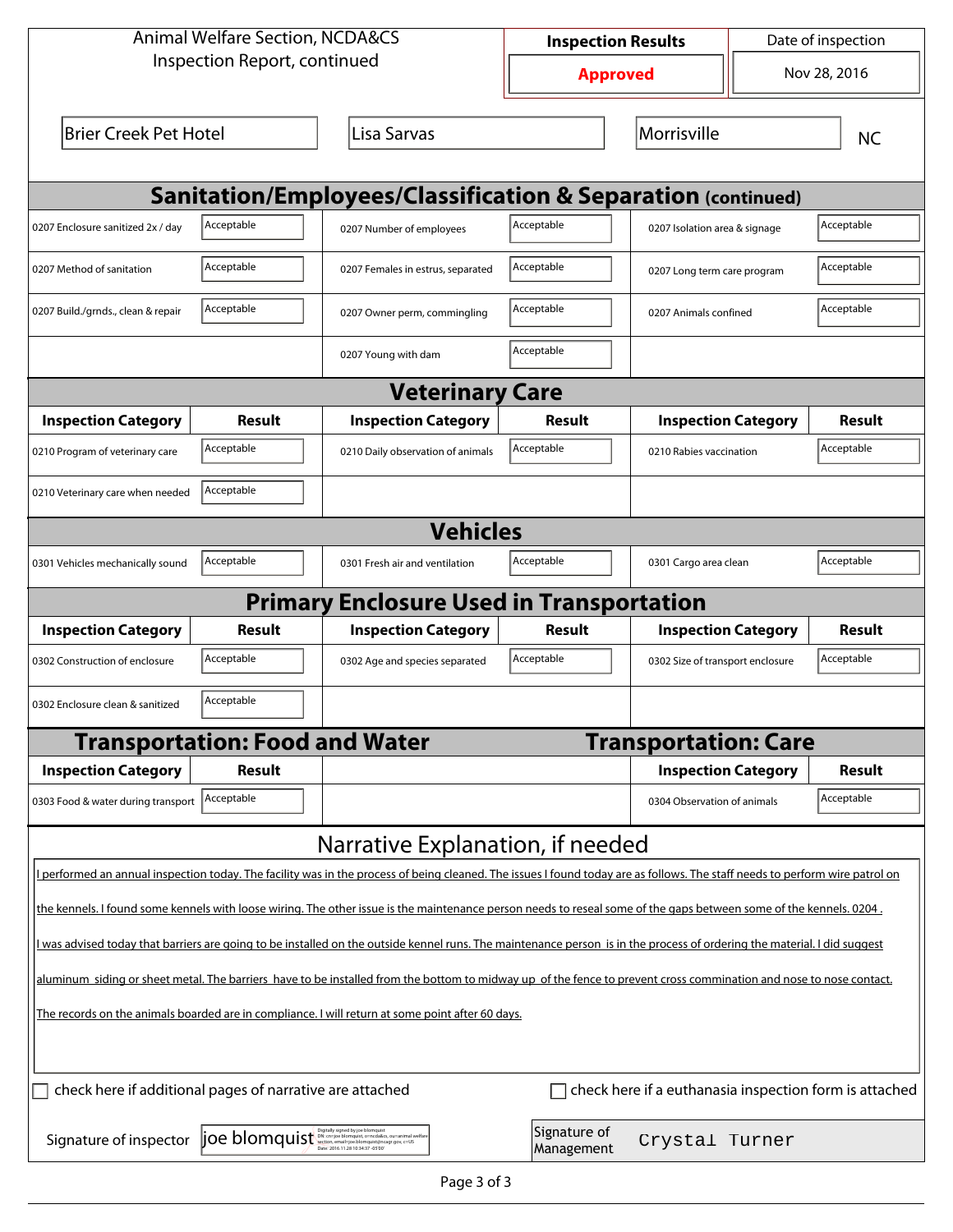| Animal Welfare Section, NCDA&CS Inspection Report, continued | Inspection Results | Date of inspection |
|---|---|---|
| | **Approved** | Nov 28, 2016 |

| | | | |
|---|---|---|---|
| Brier Creek Pet Hotel | Lisa Sarvas | Morrisville | NC |

## Sanitation/Employees/Classification & Separation (continued)

| | | | | | |
|---|---|---|---|---|---|
| 0207 Enclosure sanitized 2x / day | Acceptable | 0207 Number of employees | Acceptable | 0207 Isolation area & signage | Acceptable |
| 0207 Method of sanitation | Acceptable | 0207 Females in estrus, separated | Acceptable | 0207 Long term care program | Acceptable |
| 0207 Build./grnds., clean & repair | Acceptable | 0207 Owner perm, commingling | Acceptable | 0207 Animals confined | Acceptable |
| | | 0207 Young with dam | Acceptable | | |

## Veterinary Care

| Inspection Category | Result | Inspection Category | Result | Inspection Category | Result |
|---|---|---|---|---|---|
| 0210 Program of veterinary care | Acceptable | 0210 Daily observation of animals | Acceptable | 0210 Rabies vaccination | Acceptable |
| 0210 Veterinary care when needed | Acceptable | | | | |

## Vehicles

| | | | | | |
|---|---|---|---|---|---|
| 0301 Vehicles mechanically sound | Acceptable | 0301 Fresh air and ventilation | Acceptable | 0301 Cargo area clean | Acceptable |

## Primary Enclosure Used in Transportation

| Inspection Category | Result | Inspection Category | Result | Inspection Category | Result |
|---|---|---|---|---|---|
| 0302 Construction of enclosure | Acceptable | 0302 Age and species separated | Acceptable | 0302 Size of transport enclosure | Acceptable |
| 0302 Enclosure clean & sanitized | Acceptable | | | | |

## Transportation: Food and Water / Transportation: Care

| Inspection Category | Result | | Inspection Category | Result |
|---|---|---|---|---|
| 0303 Food & water during transport | Acceptable | | 0304 Observation of animals | Acceptable |

## Narrative Explanation, if needed

I performed an annual inspection today. The facility was in the process of being cleaned. The issues I found today are as follows. The staff needs to perform wire patrol on the kennels. I found some kennels with loose wiring. The other issue is the maintenance person needs to reseal some of the gaps between some of the kennels. 0204 .

I was advised today that barriers are going to be installed on the outside kennel runs. The maintenance person is in the process of ordering the material. I did suggest aluminum siding or sheet metal. The barriers have to be installed from the bottom to midway up of the fence to prevent cross commination and nose to nose contact.

The records on the animals boarded are in compliance. I will return at some point after 60 days.

☐ check here if additional pages of narrative are attached ☐ check here if a euthanasia inspection form is attached

Signature of inspector: joe blomquist (Digitally signed by joe blomquist DN: cn=joe blomquist, o=ncda&cs, ou=animal welfare section, email=joe.blomquist@ncagr.gov, c=US Date: 2016.11.28 10:34:37 -05'00')

Signature of Management: Crystal Turner